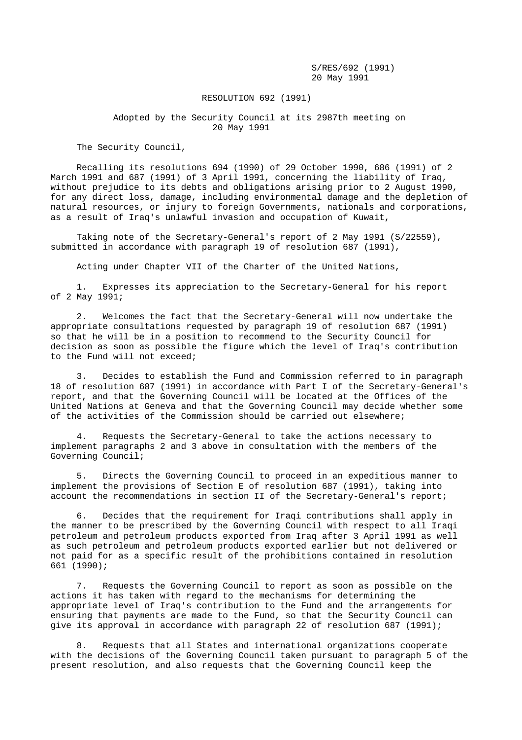S/RES/692 (1991)
20 May 1991

# RESOLUTION 692 (1991)

Adopted by the Security Council at its 2987th meeting on 20 May 1991

The Security Council,

Recalling its resolutions 694 (1990) of 29 October 1990, 686 (1991) of 2 March 1991 and 687 (1991) of 3 April 1991, concerning the liability of Iraq, without prejudice to its debts and obligations arising prior to 2 August 1990, for any direct loss, damage, including environmental damage and the depletion of natural resources, or injury to foreign Governments, nationals and corporations, as a result of Iraq's unlawful invasion and occupation of Kuwait,

Taking note of the Secretary-General's report of 2 May 1991 (S/22559), submitted in accordance with paragraph 19 of resolution 687 (1991),

Acting under Chapter VII of the Charter of the United Nations,

1. Expresses its appreciation to the Secretary-General for his report of 2 May 1991;

2. Welcomes the fact that the Secretary-General will now undertake the appropriate consultations requested by paragraph 19 of resolution 687 (1991) so that he will be in a position to recommend to the Security Council for decision as soon as possible the figure which the level of Iraq's contribution to the Fund will not exceed;

3. Decides to establish the Fund and Commission referred to in paragraph 18 of resolution 687 (1991) in accordance with Part I of the Secretary-General's report, and that the Governing Council will be located at the Offices of the United Nations at Geneva and that the Governing Council may decide whether some of the activities of the Commission should be carried out elsewhere;

4. Requests the Secretary-General to take the actions necessary to implement paragraphs 2 and 3 above in consultation with the members of the Governing Council;

5. Directs the Governing Council to proceed in an expeditious manner to implement the provisions of Section E of resolution 687 (1991), taking into account the recommendations in section II of the Secretary-General's report;

6. Decides that the requirement for Iraqi contributions shall apply in the manner to be prescribed by the Governing Council with respect to all Iraqi petroleum and petroleum products exported from Iraq after 3 April 1991 as well as such petroleum and petroleum products exported earlier but not delivered or not paid for as a specific result of the prohibitions contained in resolution 661 (1990);

7. Requests the Governing Council to report as soon as possible on the actions it has taken with regard to the mechanisms for determining the appropriate level of Iraq's contribution to the Fund and the arrangements for ensuring that payments are made to the Fund, so that the Security Council can give its approval in accordance with paragraph 22 of resolution 687 (1991);

8. Requests that all States and international organizations cooperate with the decisions of the Governing Council taken pursuant to paragraph 5 of the present resolution, and also requests that the Governing Council keep the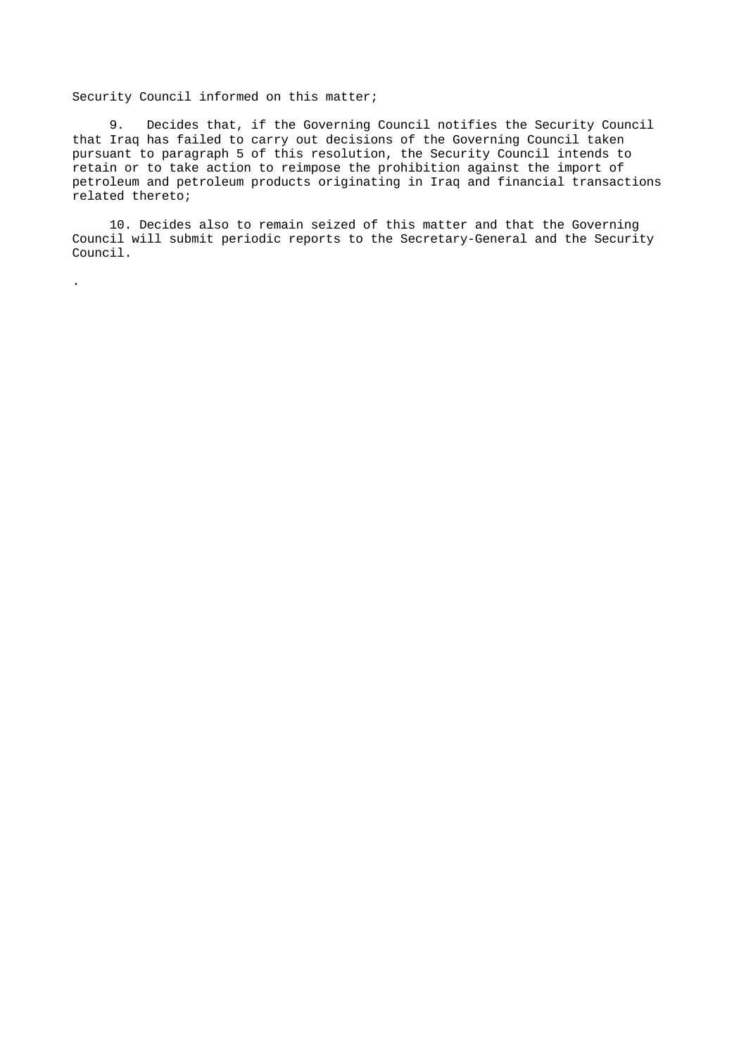Security Council informed on this matter;

9. Decides that, if the Governing Council notifies the Security Council that Iraq has failed to carry out decisions of the Governing Council taken pursuant to paragraph 5 of this resolution, the Security Council intends to retain or to take action to reimpose the prohibition against the import of petroleum and petroleum products originating in Iraq and financial transactions related thereto;

10. Decides also to remain seized of this matter and that the Governing Council will submit periodic reports to the Secretary-General and the Security Council.

.